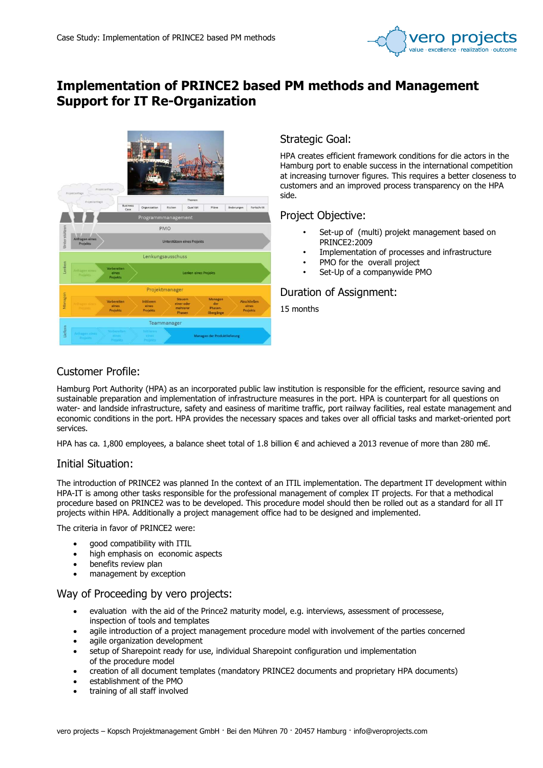# Implementation of PRINCE2 based PM methods and Management Support for IT Re-Organization

## Strategic Goal:

HPA creates efficient framework conditions for die actors in the Hamburg port to enable success in the international competition at increasing turnover figures. This requires a better closeness to customers and an improved process transparency on the HPA side.

## Project Objective:

- Set-up of (multi) projekt management based on PRINCE2:2009
- Implementation of processes and infrastructure
- PMO for the overall project
- Set-Up of a companywide PMO

## Duration of Assignment:

15 months

## Customer Profile:

Hamburg Port Authority (HPA) as an incorporated public law institution is responsible for the efficient, resource saving and sustainable preparation and implementation of infrastructure measures in the port. HPA is counterpart for all questions on water- and landside infrastructure, safety and easiness of maritime traffic, port railway facilities, real estate management and economic conditions in the port. HPA provides the necessary spaces and takes over all official tasks and market-oriented port services.

HPA has ca. 1,800 employees, a balance sheet total of 1.8 billion € and achieved a 2013 revenue of more than 280 m€.

## Initial Situation:

The introduction of PRINCE2 was planned In the context of an ITIL implementation. The department IT development within HPA-IT is among other tasks responsible for the professional management of complex IT projects. For that a methodical procedure based on PRINCE2 was to be developed. This procedure model should then be rolled out as a standard for all IT projects within HPA. Additionally a project management office had to be designed and implemented.

The criteria in favor of PRINCE2 were:

- good compatibility with ITIL
- high emphasis on economic aspects
- benefits review plan
- management by exception

## Way of Proceeding by vero projects:

- evaluation with the aid of the Prince2 maturity model, e.g. interviews, assessment of processese, inspection of tools and templates
- agile introduction of a project management procedure model with involvement of the parties concerned
- agile organization development
- setup of Sharepoint ready for use, individual Sharepoint configuration und implementation of the procedure model
- creation of all document templates (mandatory PRINCE2 documents and proprietary HPA documents)
- establishment of the PMO
- training of all staff involved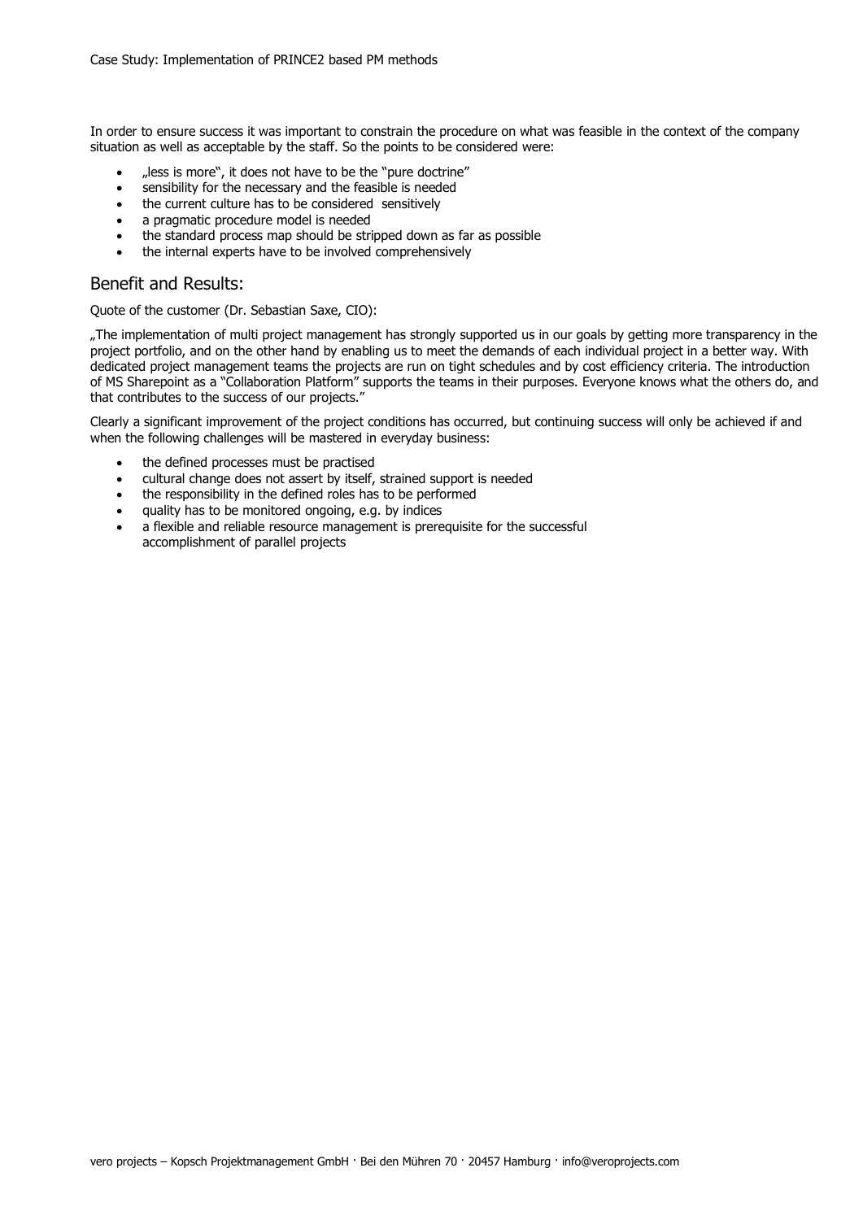In order to ensure success it was important to constrain the procedure on what was feasible in the context of the company situation as well as acceptable by the staff. So the points to be considered were:

- „less is more", it does not have to be the "pure doctrine"
- sensibility for the necessary and the feasible is needed
- the current culture has to be considered sensitively
- a pragmatic procedure model is needed
- the standard process map should be stripped down as far as possible
- the internal experts have to be involved comprehensively

## Benefit and Results:

Quote of the customer (Dr. Sebastian Saxe, CIO):

„The implementation of multi project management has strongly supported us in our goals by getting more transparency in the project portfolio, and on the other hand by enabling us to meet the demands of each individual project in a better way. With dedicated project management teams the projects are run on tight schedules and by cost efficiency criteria. The introduction of MS Sharepoint as a "Collaboration Platform" supports the teams in their purposes. Everyone knows what the others do, and that contributes to the success of our projects."

Clearly a significant improvement of the project conditions has occurred, but continuing success will only be achieved if and when the following challenges will be mastered in everyday business:

- the defined processes must be practised
- cultural change does not assert by itself, strained support is needed
- the responsibility in the defined roles has to be performed
- quality has to be monitored ongoing, e.g. by indices
- a flexible and reliable resource management is prerequisite for the successful accomplishment of parallel projects